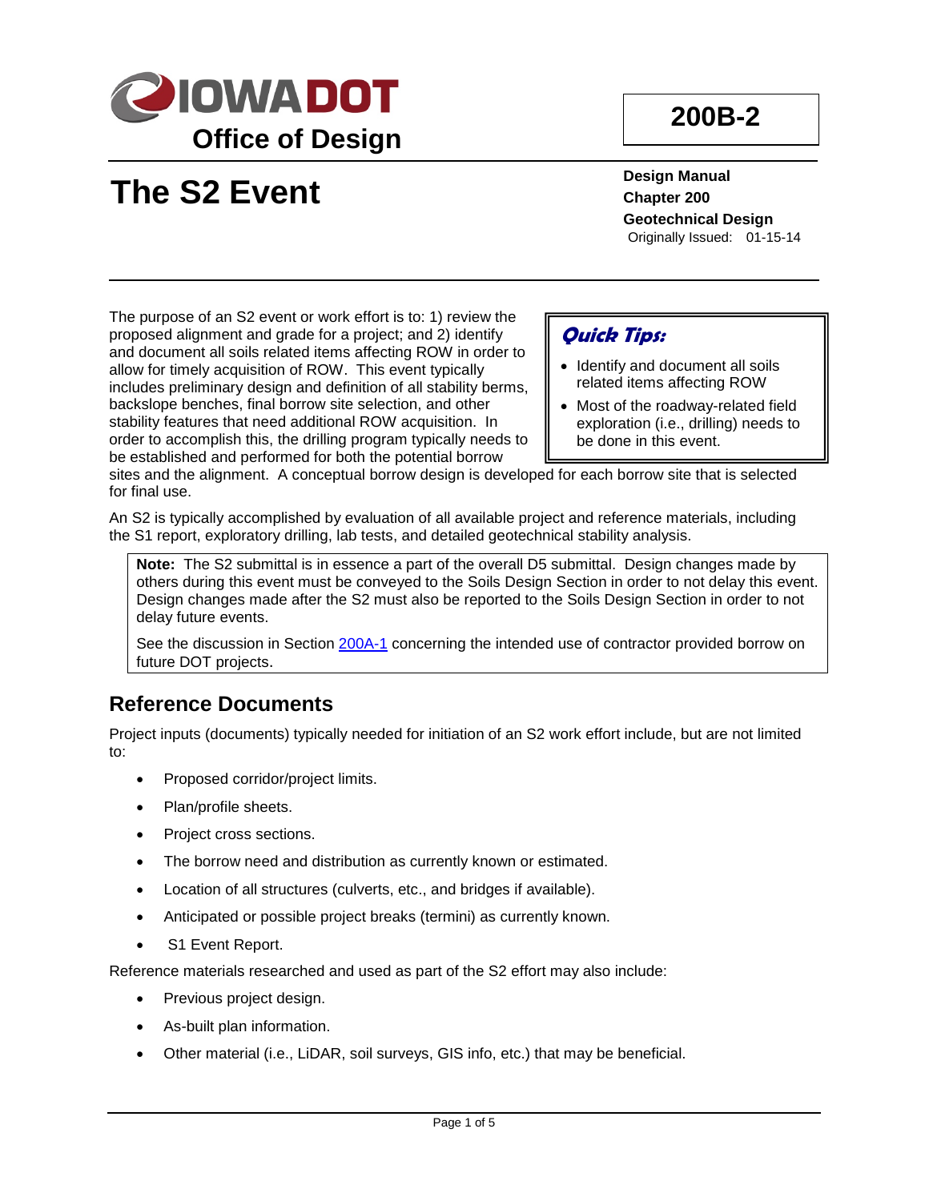# IOWA DOT Office of Design

**200B-2**

# The S2 Event

**Design Manual**
**Chapter 200**
**Geotechnical Design**
Originally Issued: 01-15-14

> ***Quick Tips:***
>
> - Identify and document all soils related items affecting ROW
> - Most of the roadway-related field exploration (i.e., drilling) needs to be done in this event.

The purpose of an S2 event or work effort is to: 1) review the proposed alignment and grade for a project; and 2) identify and document all soils related items affecting ROW in order to allow for timely acquisition of ROW. This event typically includes preliminary design and definition of all stability berms, backslope benches, final borrow site selection, and other stability features that need additional ROW acquisition. In order to accomplish this, the drilling program typically needs to be established and performed for both the potential borrow sites and the alignment. A conceptual borrow design is developed for each borrow site that is selected for final use.

An S2 is typically accomplished by evaluation of all available project and reference materials, including the S1 report, exploratory drilling, lab tests, and detailed geotechnical stability analysis.

> **Note:** The S2 submittal is in essence a part of the overall D5 submittal. Design changes made by others during this event must be conveyed to the Soils Design Section in order to not delay this event. Design changes made after the S2 must also be reported to the Soils Design Section in order to not delay future events.
>
> See the discussion in Section 200A-1 concerning the intended use of contractor provided borrow on future DOT projects.

## Reference Documents

Project inputs (documents) typically needed for initiation of an S2 work effort include, but are not limited to:

- Proposed corridor/project limits.
- Plan/profile sheets.
- Project cross sections.
- The borrow need and distribution as currently known or estimated.
- Location of all structures (culverts, etc., and bridges if available).
- Anticipated or possible project breaks (termini) as currently known.
- S1 Event Report.

Reference materials researched and used as part of the S2 effort may also include:

- Previous project design.
- As-built plan information.
- Other material (i.e., LiDAR, soil surveys, GIS info, etc.) that may be beneficial.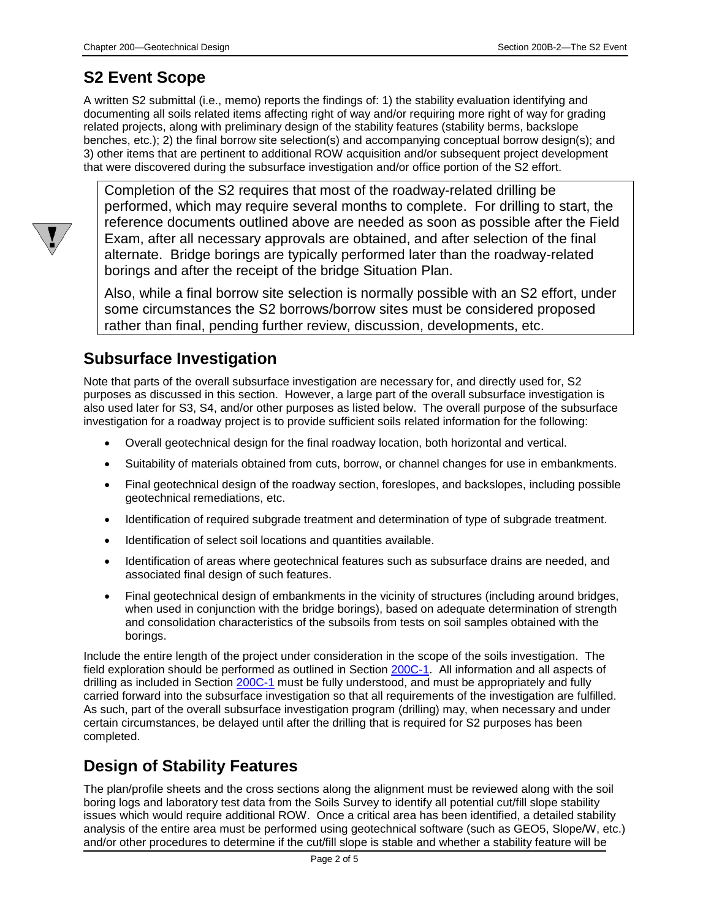## S2 Event Scope

A written S2 submittal (i.e., memo) reports the findings of: 1) the stability evaluation identifying and documenting all soils related items affecting right of way and/or requiring more right of way for grading related projects, along with preliminary design of the stability features (stability berms, backslope benches, etc.); 2) the final borrow site selection(s) and accompanying conceptual borrow design(s); and 3) other items that are pertinent to additional ROW acquisition and/or subsequent project development that were discovered during the subsurface investigation and/or office portion of the S2 effort.

> Completion of the S2 requires that most of the roadway-related drilling be performed, which may require several months to complete. For drilling to start, the reference documents outlined above are needed as soon as possible after the Field Exam, after all necessary approvals are obtained, and after selection of the final alternate. Bridge borings are typically performed later than the roadway-related borings and after the receipt of the bridge Situation Plan.
>
> Also, while a final borrow site selection is normally possible with an S2 effort, under some circumstances the S2 borrows/borrow sites must be considered proposed rather than final, pending further review, discussion, developments, etc.

## Subsurface Investigation

Note that parts of the overall subsurface investigation are necessary for, and directly used for, S2 purposes as discussed in this section. However, a large part of the overall subsurface investigation is also used later for S3, S4, and/or other purposes as listed below. The overall purpose of the subsurface investigation for a roadway project is to provide sufficient soils related information for the following:

- Overall geotechnical design for the final roadway location, both horizontal and vertical.
- Suitability of materials obtained from cuts, borrow, or channel changes for use in embankments.
- Final geotechnical design of the roadway section, foreslopes, and backslopes, including possible geotechnical remediations, etc.
- Identification of required subgrade treatment and determination of type of subgrade treatment.
- Identification of select soil locations and quantities available.
- Identification of areas where geotechnical features such as subsurface drains are needed, and associated final design of such features.
- Final geotechnical design of embankments in the vicinity of structures (including around bridges, when used in conjunction with the bridge borings), based on adequate determination of strength and consolidation characteristics of the subsoils from tests on soil samples obtained with the borings.

Include the entire length of the project under consideration in the scope of the soils investigation. The field exploration should be performed as outlined in Section 200C-1. All information and all aspects of drilling as included in Section 200C-1 must be fully understood, and must be appropriately and fully carried forward into the subsurface investigation so that all requirements of the investigation are fulfilled. As such, part of the overall subsurface investigation program (drilling) may, when necessary and under certain circumstances, be delayed until after the drilling that is required for S2 purposes has been completed.

## Design of Stability Features

The plan/profile sheets and the cross sections along the alignment must be reviewed along with the soil boring logs and laboratory test data from the Soils Survey to identify all potential cut/fill slope stability issues which would require additional ROW. Once a critical area has been identified, a detailed stability analysis of the entire area must be performed using geotechnical software (such as GEO5, Slope/W, etc.) and/or other procedures to determine if the cut/fill slope is stable and whether a stability feature will be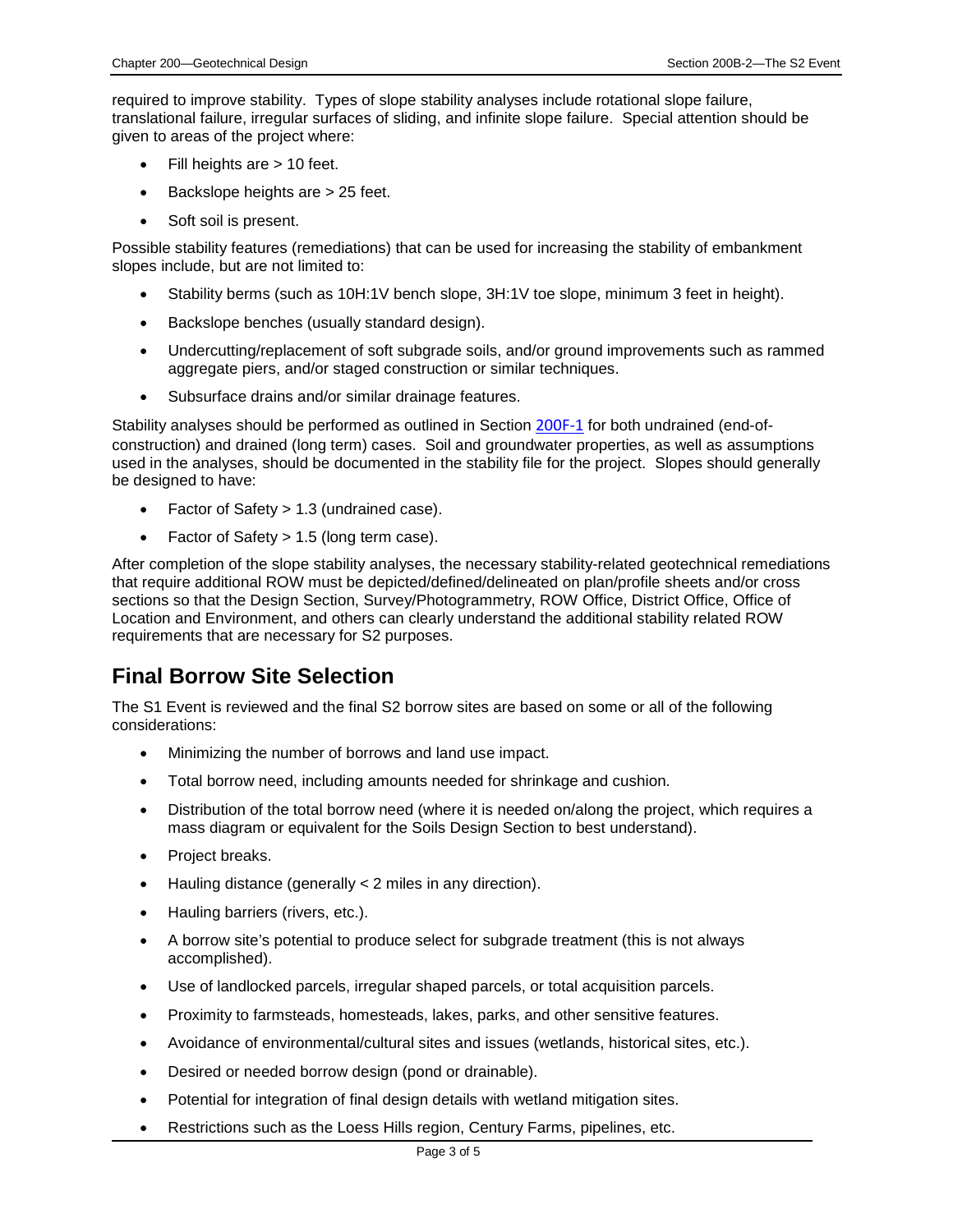required to improve stability. Types of slope stability analyses include rotational slope failure, translational failure, irregular surfaces of sliding, and infinite slope failure. Special attention should be given to areas of the project where:

- Fill heights are > 10 feet.
- Backslope heights are > 25 feet.
- Soft soil is present.

Possible stability features (remediations) that can be used for increasing the stability of embankment slopes include, but are not limited to:

- Stability berms (such as 10H:1V bench slope, 3H:1V toe slope, minimum 3 feet in height).
- Backslope benches (usually standard design).
- Undercutting/replacement of soft subgrade soils, and/or ground improvements such as rammed aggregate piers, and/or staged construction or similar techniques.
- Subsurface drains and/or similar drainage features.

Stability analyses should be performed as outlined in Section 200F-1 for both undrained (end-of-construction) and drained (long term) cases. Soil and groundwater properties, as well as assumptions used in the analyses, should be documented in the stability file for the project. Slopes should generally be designed to have:

- Factor of Safety > 1.3 (undrained case).
- Factor of Safety > 1.5 (long term case).

After completion of the slope stability analyses, the necessary stability-related geotechnical remediations that require additional ROW must be depicted/defined/delineated on plan/profile sheets and/or cross sections so that the Design Section, Survey/Photogrammetry, ROW Office, District Office, Office of Location and Environment, and others can clearly understand the additional stability related ROW requirements that are necessary for S2 purposes.

## Final Borrow Site Selection

The S1 Event is reviewed and the final S2 borrow sites are based on some or all of the following considerations:

- Minimizing the number of borrows and land use impact.
- Total borrow need, including amounts needed for shrinkage and cushion.
- Distribution of the total borrow need (where it is needed on/along the project, which requires a mass diagram or equivalent for the Soils Design Section to best understand).
- Project breaks.
- Hauling distance (generally < 2 miles in any direction).
- Hauling barriers (rivers, etc.).
- A borrow site's potential to produce select for subgrade treatment (this is not always accomplished).
- Use of landlocked parcels, irregular shaped parcels, or total acquisition parcels.
- Proximity to farmsteads, homesteads, lakes, parks, and other sensitive features.
- Avoidance of environmental/cultural sites and issues (wetlands, historical sites, etc.).
- Desired or needed borrow design (pond or drainable).
- Potential for integration of final design details with wetland mitigation sites.
- Restrictions such as the Loess Hills region, Century Farms, pipelines, etc.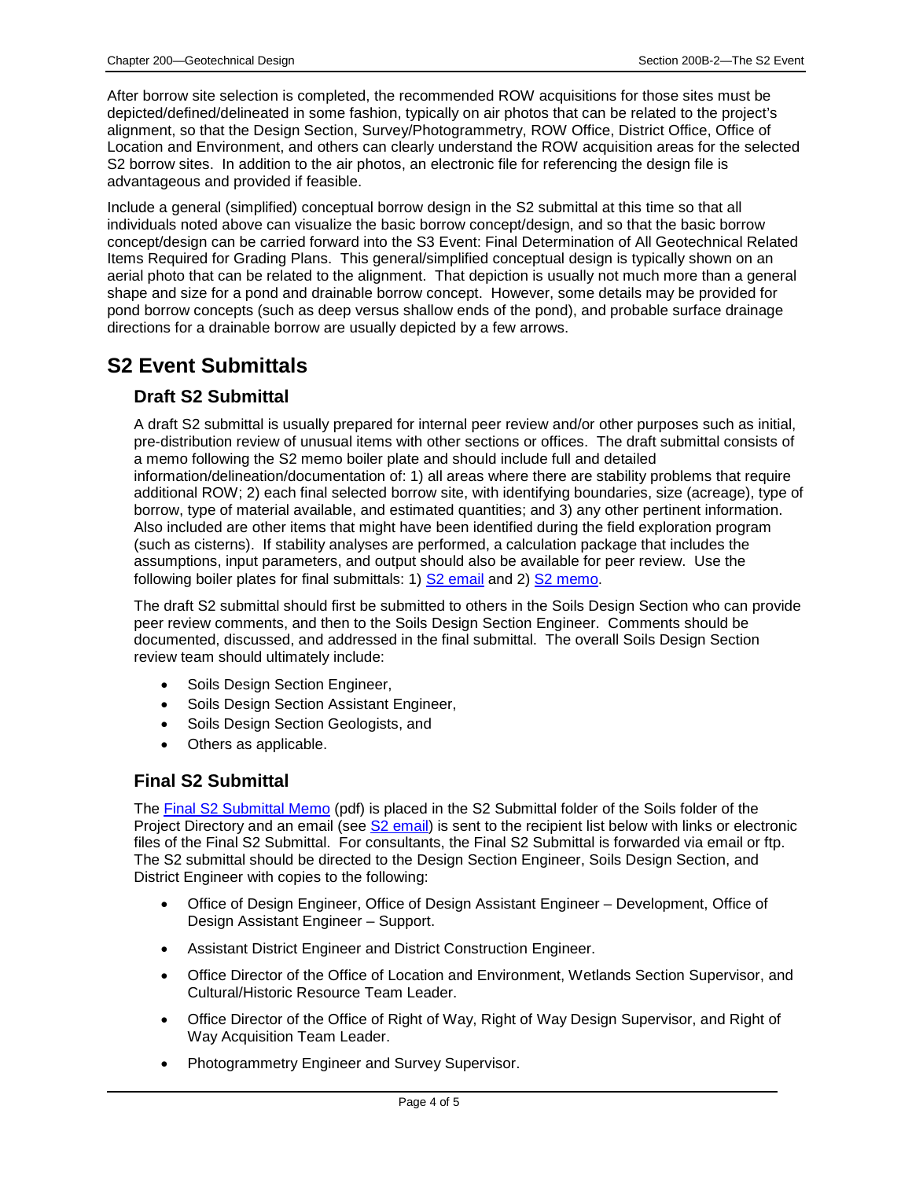After borrow site selection is completed, the recommended ROW acquisitions for those sites must be depicted/defined/delineated in some fashion, typically on air photos that can be related to the project's alignment, so that the Design Section, Survey/Photogrammetry, ROW Office, District Office, Office of Location and Environment, and others can clearly understand the ROW acquisition areas for the selected S2 borrow sites. In addition to the air photos, an electronic file for referencing the design file is advantageous and provided if feasible.

Include a general (simplified) conceptual borrow design in the S2 submittal at this time so that all individuals noted above can visualize the basic borrow concept/design, and so that the basic borrow concept/design can be carried forward into the S3 Event: Final Determination of All Geotechnical Related Items Required for Grading Plans. This general/simplified conceptual design is typically shown on an aerial photo that can be related to the alignment. That depiction is usually not much more than a general shape and size for a pond and drainable borrow concept. However, some details may be provided for pond borrow concepts (such as deep versus shallow ends of the pond), and probable surface drainage directions for a drainable borrow are usually depicted by a few arrows.

# S2 Event Submittals

## Draft S2 Submittal

A draft S2 submittal is usually prepared for internal peer review and/or other purposes such as initial, pre-distribution review of unusual items with other sections or offices. The draft submittal consists of a memo following the S2 memo boiler plate and should include full and detailed information/delineation/documentation of: 1) all areas where there are stability problems that require additional ROW; 2) each final selected borrow site, with identifying boundaries, size (acreage), type of borrow, type of material available, and estimated quantities; and 3) any other pertinent information. Also included are other items that might have been identified during the field exploration program (such as cisterns). If stability analyses are performed, a calculation package that includes the assumptions, input parameters, and output should also be available for peer review. Use the following boiler plates for final submittals: 1) S2 email and 2) S2 memo.

The draft S2 submittal should first be submitted to others in the Soils Design Section who can provide peer review comments, and then to the Soils Design Section Engineer. Comments should be documented, discussed, and addressed in the final submittal. The overall Soils Design Section review team should ultimately include:

- Soils Design Section Engineer,
- Soils Design Section Assistant Engineer,
- Soils Design Section Geologists, and
- Others as applicable.

## Final S2 Submittal

The Final S2 Submittal Memo (pdf) is placed in the S2 Submittal folder of the Soils folder of the Project Directory and an email (see S2 email) is sent to the recipient list below with links or electronic files of the Final S2 Submittal. For consultants, the Final S2 Submittal is forwarded via email or ftp. The S2 submittal should be directed to the Design Section Engineer, Soils Design Section, and District Engineer with copies to the following:

- Office of Design Engineer, Office of Design Assistant Engineer – Development, Office of Design Assistant Engineer – Support.
- Assistant District Engineer and District Construction Engineer.
- Office Director of the Office of Location and Environment, Wetlands Section Supervisor, and Cultural/Historic Resource Team Leader.
- Office Director of the Office of Right of Way, Right of Way Design Supervisor, and Right of Way Acquisition Team Leader.
- Photogrammetry Engineer and Survey Supervisor.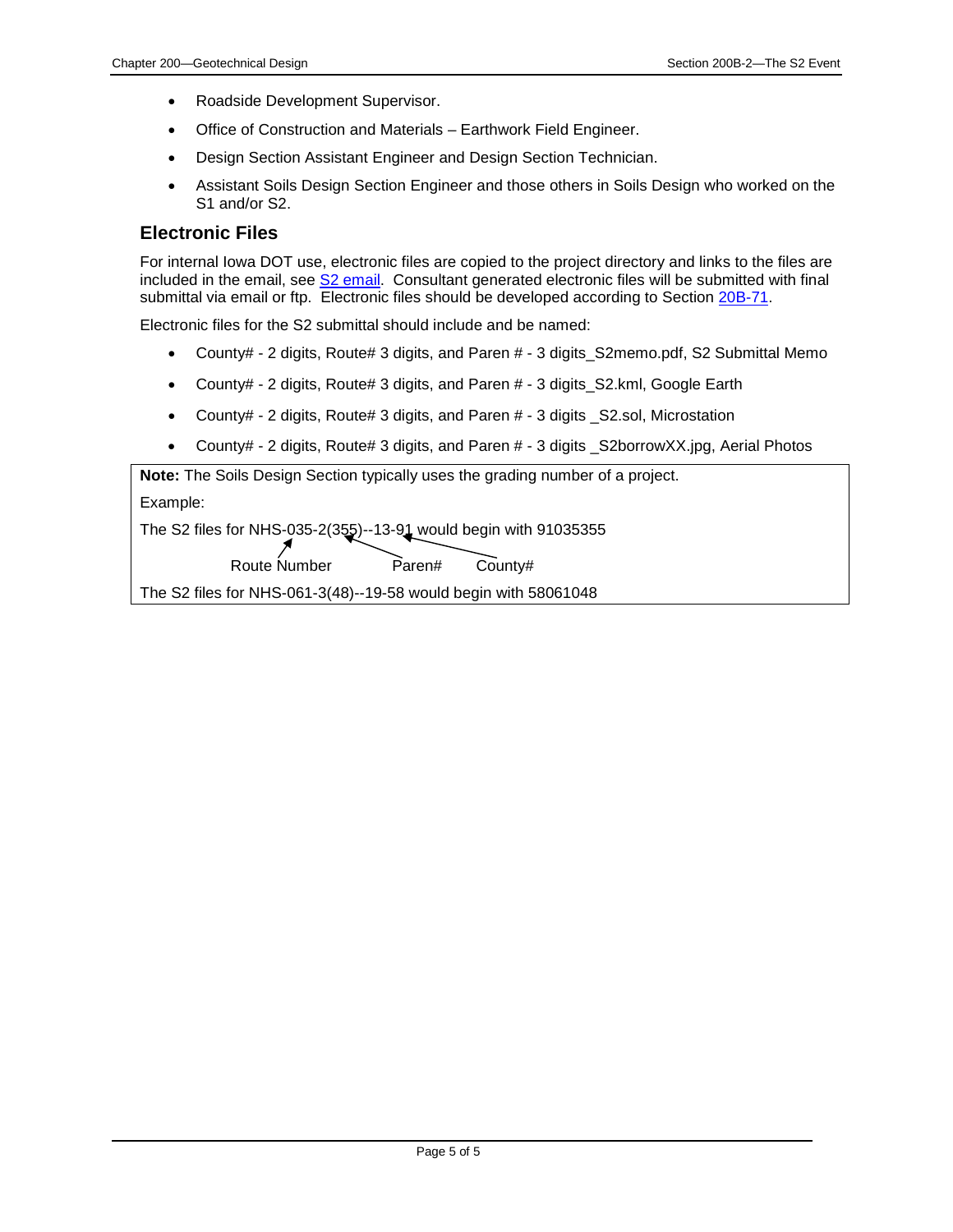- Roadside Development Supervisor.
- Office of Construction and Materials – Earthwork Field Engineer.
- Design Section Assistant Engineer and Design Section Technician.
- Assistant Soils Design Section Engineer and those others in Soils Design who worked on the S1 and/or S2.

## Electronic Files

For internal Iowa DOT use, electronic files are copied to the project directory and links to the files are included in the email, see S2 email. Consultant generated electronic files will be submitted with final submittal via email or ftp. Electronic files should be developed according to Section 20B-71.

Electronic files for the S2 submittal should include and be named:

- County# - 2 digits, Route# 3 digits, and Paren # - 3 digits_S2memo.pdf, S2 Submittal Memo
- County# - 2 digits, Route# 3 digits, and Paren # - 3 digits_S2.kml, Google Earth
- County# - 2 digits, Route# 3 digits, and Paren # - 3 digits _S2.sol, Microstation
- County# - 2 digits, Route# 3 digits, and Paren # - 3 digits _S2borrowXX.jpg, Aerial Photos

**Note:** The Soils Design Section typically uses the grading number of a project.

Example:

The S2 files for NHS-035-2(355)--13-91 would begin with 91035355

(In the example above, 035 is the Route Number, 355 is the Paren#, and 91 is the County#.)

The S2 files for NHS-061-3(48)--19-58 would begin with 58061048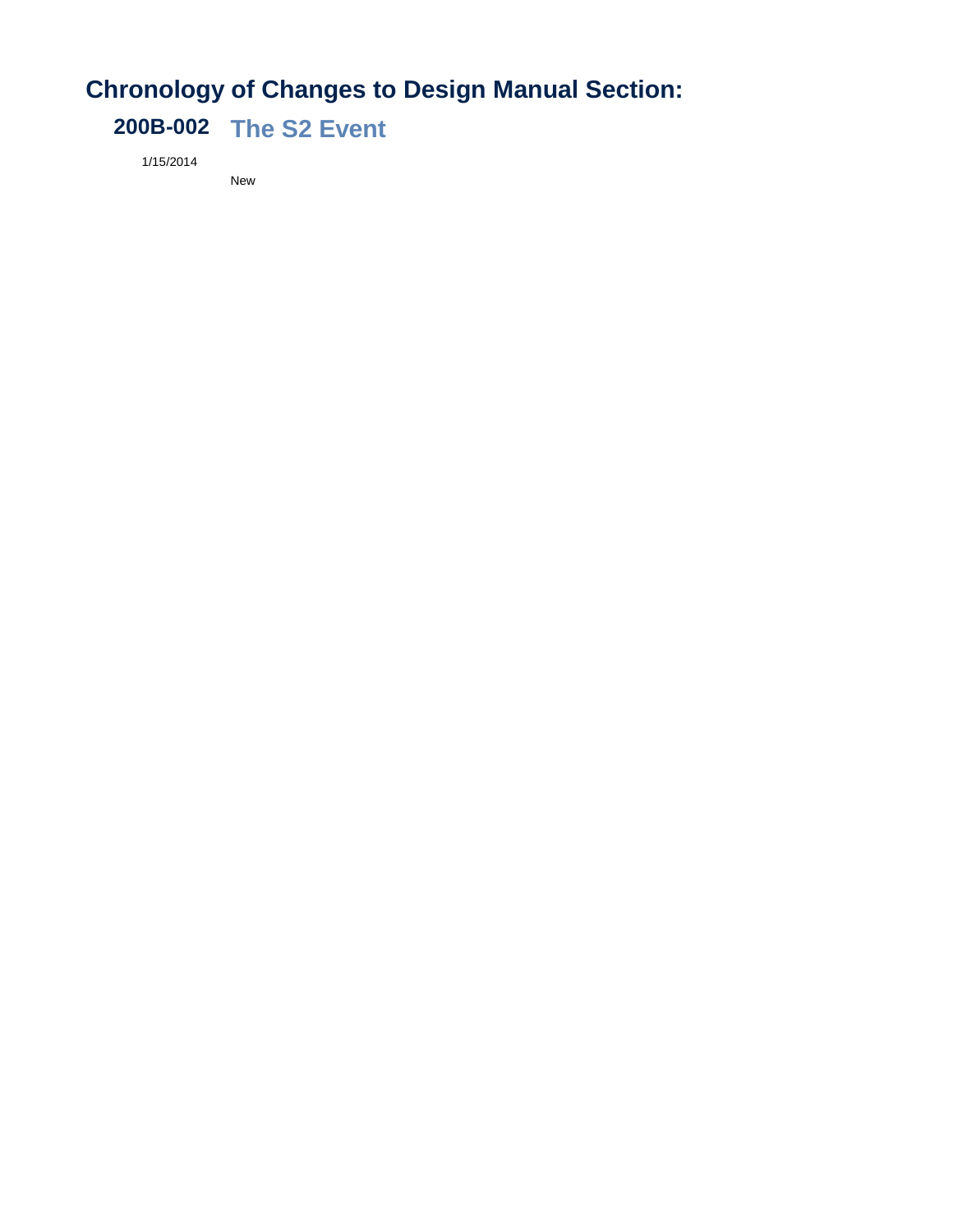# Chronology of Changes to Design Manual Section:

## 200B-002 The S2 Event

1/15/2014

New